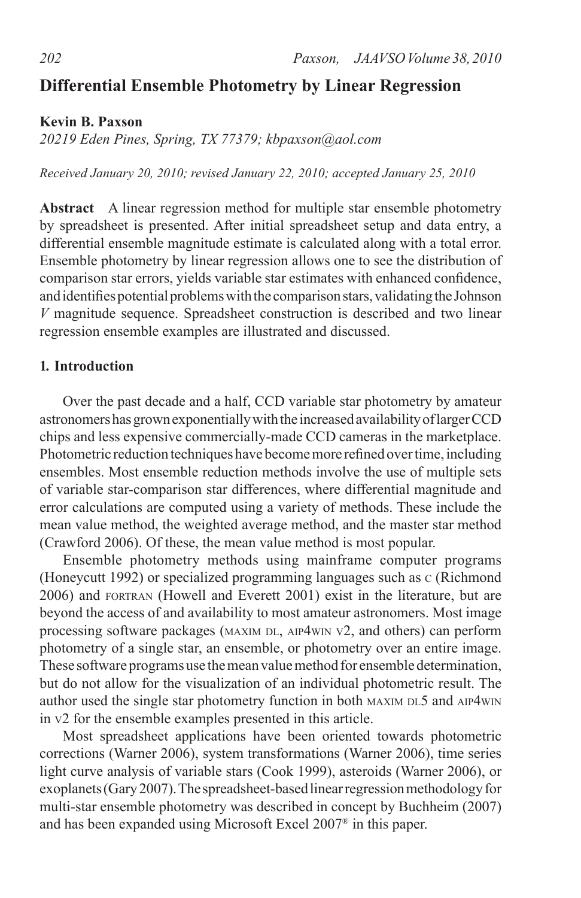# Differential Ensemble Photometry by Linear Regression

**Kevin B. Paxson**

*20219 Eden Pines, Spring, TX 77379; kbpaxson@aol.com*

*Received January 20, 2010; revised January 22, 2010; accepted January 25, 2010*

**Abstract** A linear regression method for multiple star ensemble photometry by spreadsheet is presented. After initial spreadsheet setup and data entry, a differential ensemble magnitude estimate is calculated along with a total error. Ensemble photometry by linear regression allows one to see the distribution of comparison star errors, yields variable star estimates with enhanced confidence, and identifies potential problems with the comparison stars, validating the Johnson *V* magnitude sequence. Spreadsheet construction is described and two linear regression ensemble examples are illustrated and discussed.

## 1. Introduction

Over the past decade and a half, CCD variable star photometry by amateur astronomers has grown exponentially with the increased availability of larger CCD chips and less expensive commercially-made CCD cameras in the marketplace. Photometric reduction techniques have become more refined over time, including ensembles. Most ensemble reduction methods involve the use of multiple sets of variable star-comparison star differences, where differential magnitude and error calculations are computed using a variety of methods. These include the mean value method, the weighted average method, and the master star method (Crawford 2006). Of these, the mean value method is most popular.

Ensemble photometry methods using mainframe computer programs (Honeycutt 1992) or specialized programming languages such as C (Richmond 2006) and FORTRAN (Howell and Everett 2001) exist in the literature, but are beyond the access of and availability to most amateur astronomers. Most image processing software packages (MAXIM DL, AIP4WIN V2, and others) can perform photometry of a single star, an ensemble, or photometry over an entire image. These software programs use the mean value method for ensemble determination, but do not allow for the visualization of an individual photometric result. The author used the single star photometry function in both MAXIM DL5 and AIP4WIN in V2 for the ensemble examples presented in this article.

Most spreadsheet applications have been oriented towards photometric corrections (Warner 2006), system transformations (Warner 2006), time series light curve analysis of variable stars (Cook 1999), asteroids (Warner 2006), or exoplanets (Gary 2007). The spreadsheet-based linear regression methodology for multi-star ensemble photometry was described in concept by Buchheim (2007) and has been expanded using Microsoft Excel 2007® in this paper.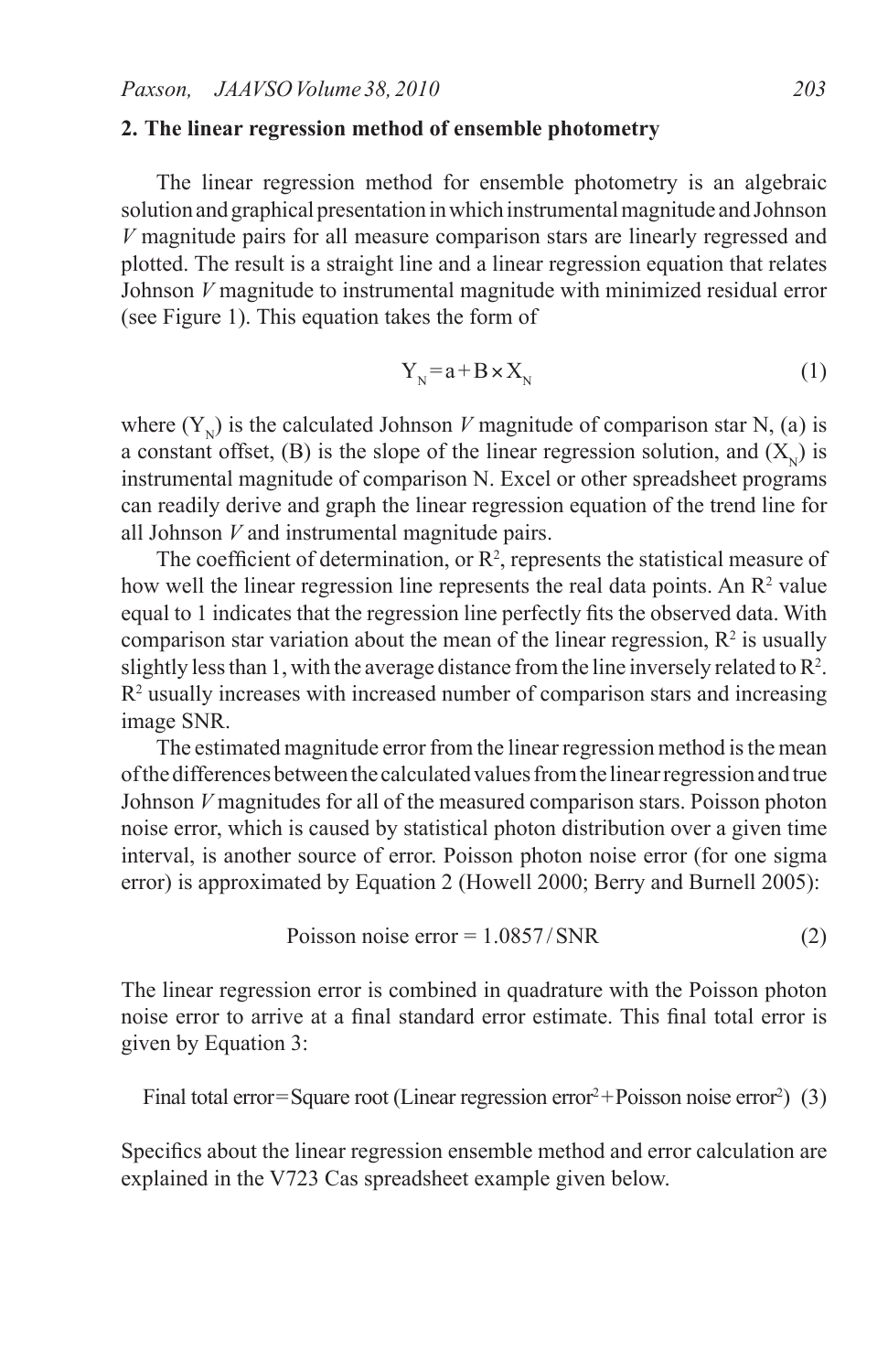## 2. The linear regression method of ensemble photometry

The linear regression method for ensemble photometry is an algebraic solution and graphical presentation in which instrumental magnitude and Johnson *V* magnitude pairs for all measure comparison stars are linearly regressed and plotted. The result is a straight line and a linear regression equation that relates Johnson *V* magnitude to instrumental magnitude with minimized residual error (see Figure 1). This equation takes the form of

$$Y_N = a + B \times X_N \tag{1}$$

where ($Y_N$) is the calculated Johnson *V* magnitude of comparison star N, (a) is a constant offset, (B) is the slope of the linear regression solution, and ($X_N$) is instrumental magnitude of comparison N. Excel or other spreadsheet programs can readily derive and graph the linear regression equation of the trend line for all Johnson *V* and instrumental magnitude pairs.

The coefficient of determination, or $R^2$, represents the statistical measure of how well the linear regression line represents the real data points. An $R^2$ value equal to 1 indicates that the regression line perfectly fits the observed data. With comparison star variation about the mean of the linear regression, $R^2$ is usually slightly less than 1, with the average distance from the line inversely related to $R^2$. $R^2$ usually increases with increased number of comparison stars and increasing image SNR.

The estimated magnitude error from the linear regression method is the mean of the differences between the calculated values from the linear regression and true Johnson *V* magnitudes for all of the measured comparison stars. Poisson photon noise error, which is caused by statistical photon distribution over a given time interval, is another source of error. Poisson photon noise error (for one sigma error) is approximated by Equation 2 (Howell 2000; Berry and Burnell 2005):

$$\text{Poisson noise error} = 1.0857 / \text{SNR} \tag{2}$$

The linear regression error is combined in quadrature with the Poisson photon noise error to arrive at a final standard error estimate. This final total error is given by Equation 3:

$$\text{Final total error} = \text{Square root (Linear regression error}^2 + \text{Poisson noise error}^2) \tag{3}$$

Specifics about the linear regression ensemble method and error calculation are explained in the V723 Cas spreadsheet example given below.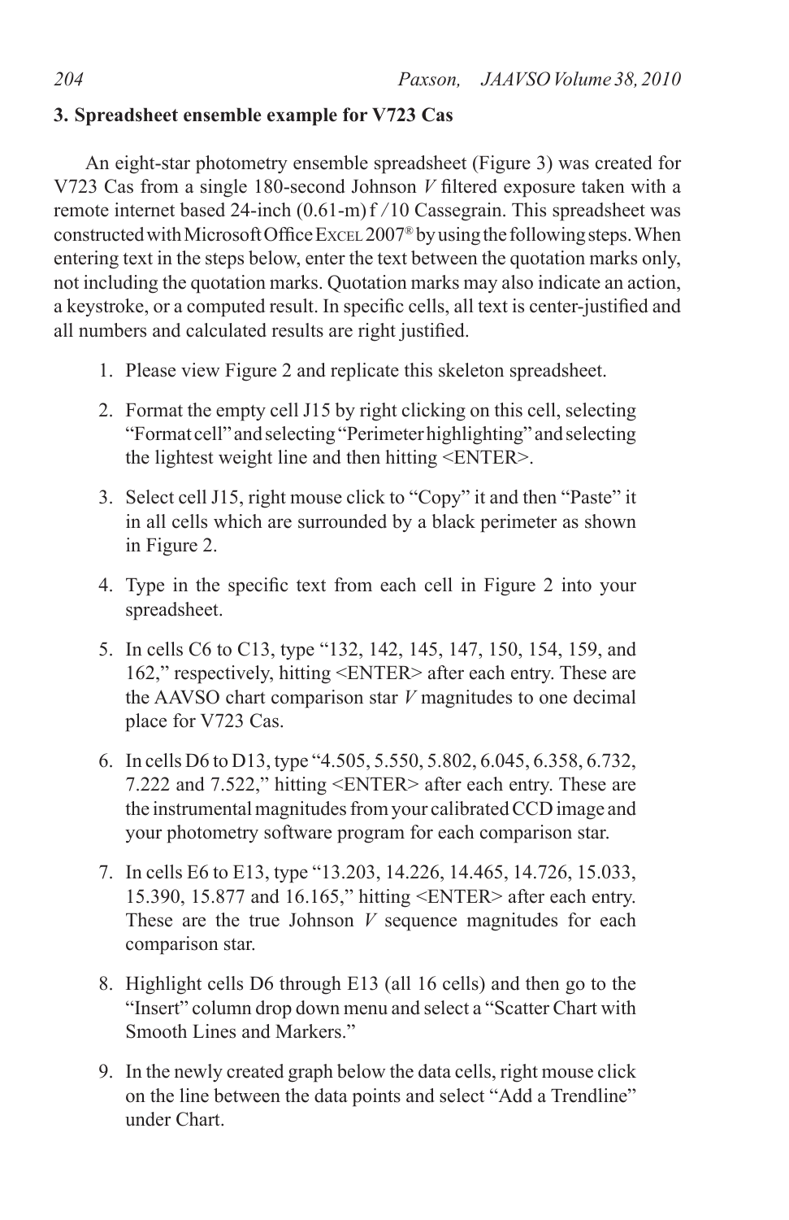### 3. Spreadsheet ensemble example for V723 Cas

An eight-star photometry ensemble spreadsheet (Figure 3) was created for V723 Cas from a single 180-second Johnson *V* filtered exposure taken with a remote internet based 24-inch (0.61-m) f /10 Cassegrain. This spreadsheet was constructed with Microsoft Office EXCEL 2007® by using the following steps. When entering text in the steps below, enter the text between the quotation marks only, not including the quotation marks. Quotation marks may also indicate an action, a keystroke, or a computed result. In specific cells, all text is center-justified and all numbers and calculated results are right justified.

1. Please view Figure 2 and replicate this skeleton spreadsheet.
2. Format the empty cell J15 by right clicking on this cell, selecting "Format cell" and selecting "Perimeter highlighting" and selecting the lightest weight line and then hitting <ENTER>.
3. Select cell J15, right mouse click to "Copy" it and then "Paste" it in all cells which are surrounded by a black perimeter as shown in Figure 2.
4. Type in the specific text from each cell in Figure 2 into your spreadsheet.
5. In cells C6 to C13, type "132, 142, 145, 147, 150, 154, 159, and 162," respectively, hitting <ENTER> after each entry. These are the AAVSO chart comparison star *V* magnitudes to one decimal place for V723 Cas.
6. In cells D6 to D13, type "4.505, 5.550, 5.802, 6.045, 6.358, 6.732, 7.222 and 7.522," hitting <ENTER> after each entry. These are the instrumental magnitudes from your calibrated CCD image and your photometry software program for each comparison star.
7. In cells E6 to E13, type "13.203, 14.226, 14.465, 14.726, 15.033, 15.390, 15.877 and 16.165," hitting <ENTER> after each entry. These are the true Johnson *V* sequence magnitudes for each comparison star.
8. Highlight cells D6 through E13 (all 16 cells) and then go to the "Insert" column drop down menu and select a "Scatter Chart with Smooth Lines and Markers."
9. In the newly created graph below the data cells, right mouse click on the line between the data points and select "Add a Trendline" under Chart.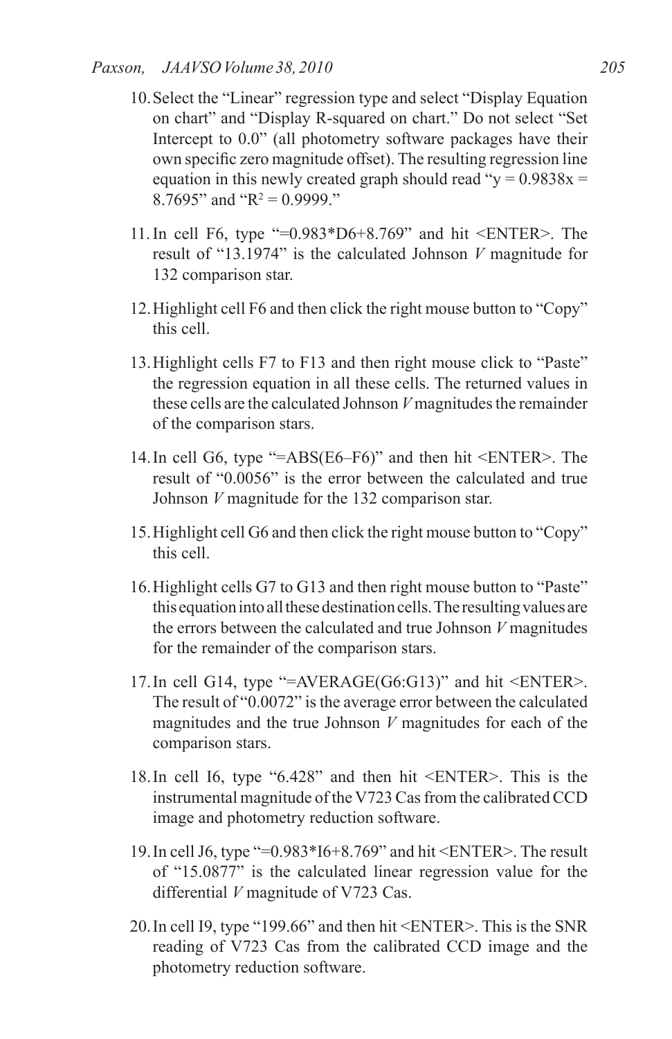10. Select the "Linear" regression type and select "Display Equation on chart" and "Display R-squared on chart." Do not select "Set Intercept to 0.0" (all photometry software packages have their own specific zero magnitude offset). The resulting regression line equation in this newly created graph should read "y = 0.9838x = 8.7695" and "$R^2$ = 0.9999."

11. In cell F6, type "=0.983*D6+8.769" and hit <ENTER>. The result of "13.1974" is the calculated Johnson *V* magnitude for 132 comparison star.

12. Highlight cell F6 and then click the right mouse button to "Copy" this cell.

13. Highlight cells F7 to F13 and then right mouse click to "Paste" the regression equation in all these cells. The returned values in these cells are the calculated Johnson *V* magnitudes the remainder of the comparison stars.

14. In cell G6, type "=ABS(E6–F6)" and then hit <ENTER>. The result of "0.0056" is the error between the calculated and true Johnson *V* magnitude for the 132 comparison star.

15. Highlight cell G6 and then click the right mouse button to "Copy" this cell.

16. Highlight cells G7 to G13 and then right mouse button to "Paste" this equation into all these destination cells. The resulting values are the errors between the calculated and true Johnson *V* magnitudes for the remainder of the comparison stars.

17. In cell G14, type "=AVERAGE(G6:G13)" and hit <ENTER>. The result of "0.0072" is the average error between the calculated magnitudes and the true Johnson *V* magnitudes for each of the comparison stars.

18. In cell I6, type "6.428" and then hit <ENTER>. This is the instrumental magnitude of the V723 Cas from the calibrated CCD image and photometry reduction software.

19. In cell J6, type "=0.983*I6+8.769" and hit <ENTER>. The result of "15.0877" is the calculated linear regression value for the differential *V* magnitude of V723 Cas.

20. In cell I9, type "199.66" and then hit <ENTER>. This is the SNR reading of V723 Cas from the calibrated CCD image and the photometry reduction software.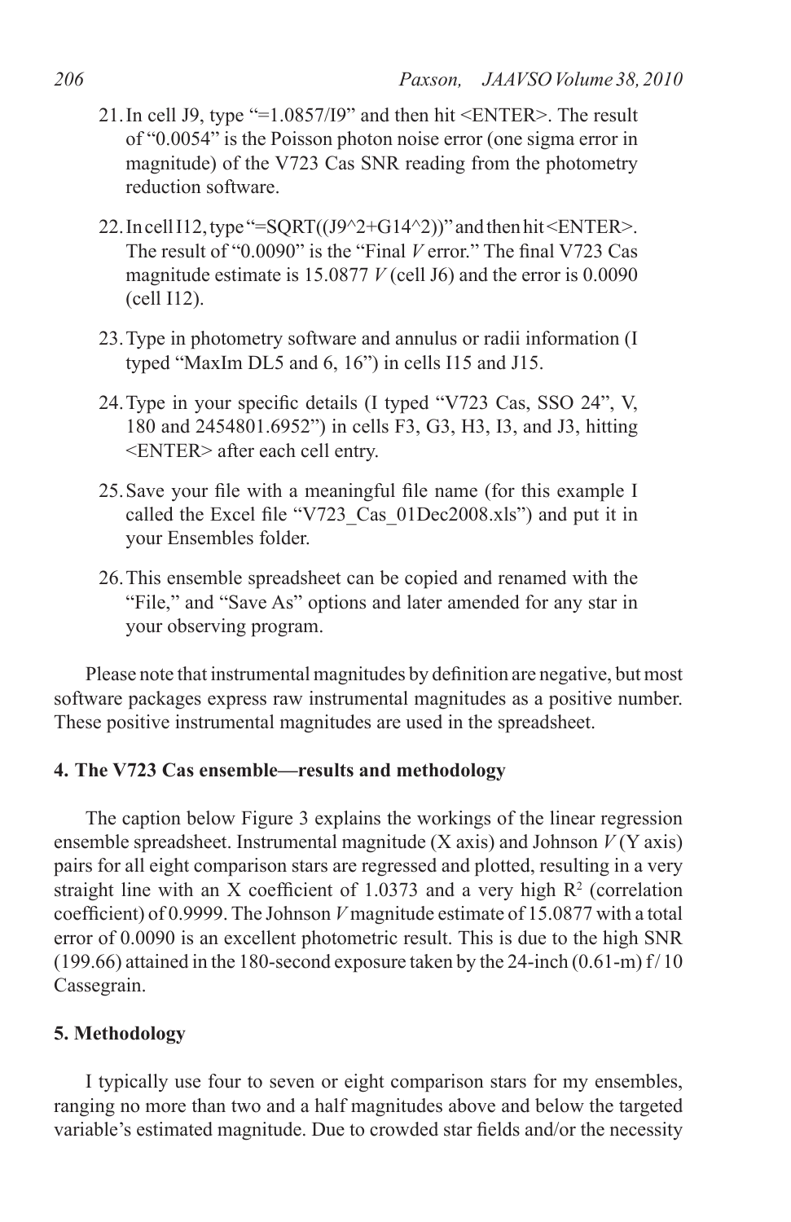21. In cell J9, type "=1.0857/I9" and then hit <ENTER>. The result of "0.0054" is the Poisson photon noise error (one sigma error in magnitude) of the V723 Cas SNR reading from the photometry reduction software.

22. In cell I12, type "=SQRT((J9^2+G14^2))" and then hit <ENTER>. The result of "0.0090" is the "Final *V* error." The final V723 Cas magnitude estimate is 15.0877 *V* (cell J6) and the error is 0.0090 (cell I12).

23. Type in photometry software and annulus or radii information (I typed "MaxIm DL5 and 6, 16") in cells I15 and J15.

24. Type in your specific details (I typed "V723 Cas, SSO 24", V, 180 and 2454801.6952") in cells F3, G3, H3, I3, and J3, hitting <ENTER> after each cell entry.

25. Save your file with a meaningful file name (for this example I called the Excel file "V723_Cas_01Dec2008.xls") and put it in your Ensembles folder.

26. This ensemble spreadsheet can be copied and renamed with the "File," and "Save As" options and later amended for any star in your observing program.

Please note that instrumental magnitudes by definition are negative, but most software packages express raw instrumental magnitudes as a positive number. These positive instrumental magnitudes are used in the spreadsheet.

## 4. The V723 Cas ensemble—results and methodology

The caption below Figure 3 explains the workings of the linear regression ensemble spreadsheet. Instrumental magnitude (X axis) and Johnson *V* (Y axis) pairs for all eight comparison stars are regressed and plotted, resulting in a very straight line with an X coefficient of 1.0373 and a very high $R^2$ (correlation coefficient) of 0.9999. The Johnson *V* magnitude estimate of 15.0877 with a total error of 0.0090 is an excellent photometric result. This is due to the high SNR (199.66) attained in the 180-second exposure taken by the 24-inch (0.61-m) f/10 Cassegrain.

## 5. Methodology

I typically use four to seven or eight comparison stars for my ensembles, ranging no more than two and a half magnitudes above and below the targeted variable's estimated magnitude. Due to crowded star fields and/or the necessity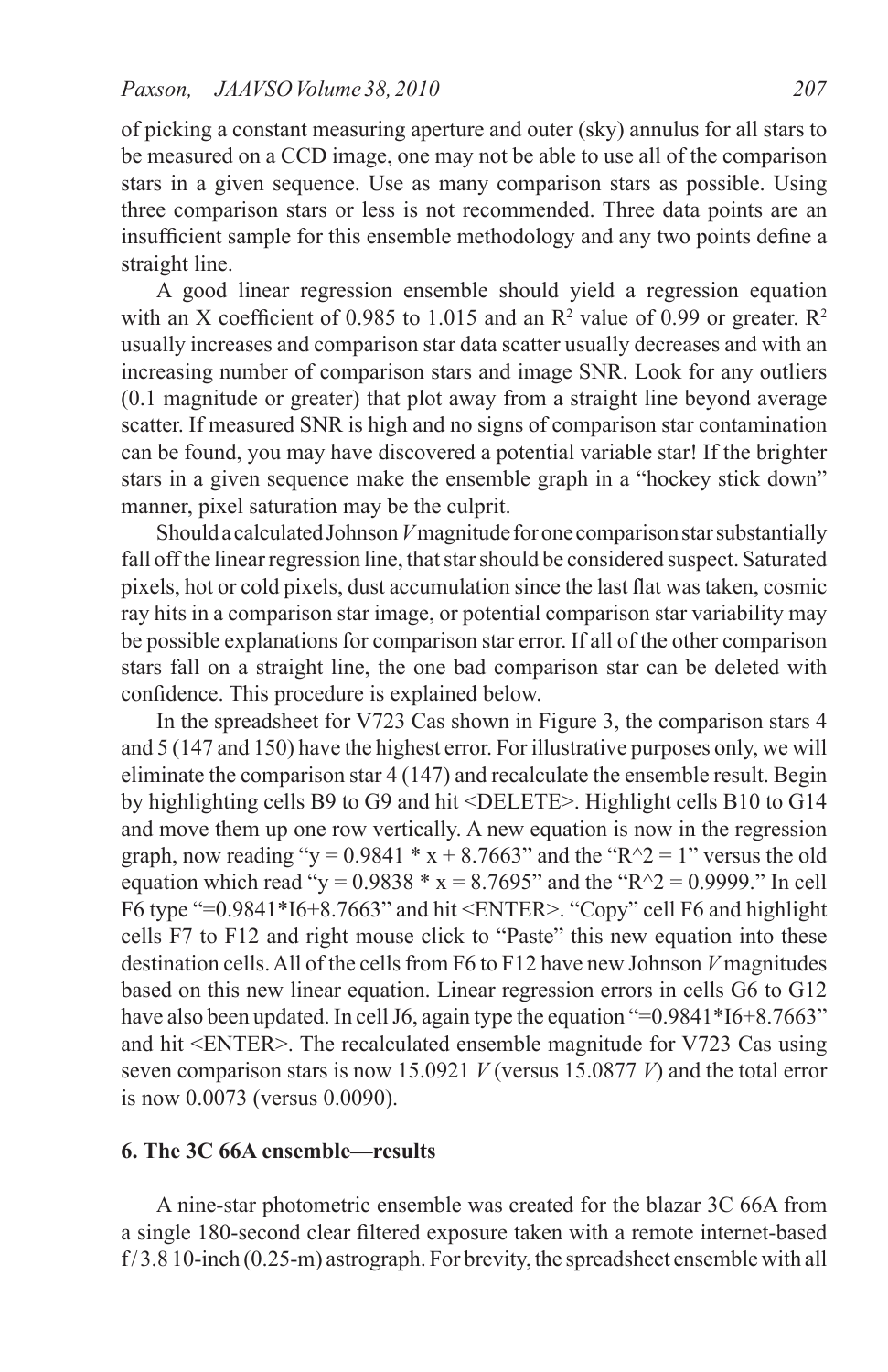of picking a constant measuring aperture and outer (sky) annulus for all stars to be measured on a CCD image, one may not be able to use all of the comparison stars in a given sequence. Use as many comparison stars as possible. Using three comparison stars or less is not recommended. Three data points are an insufficient sample for this ensemble methodology and any two points define a straight line.

A good linear regression ensemble should yield a regression equation with an X coefficient of 0.985 to 1.015 and an $R^2$ value of 0.99 or greater. $R^2$ usually increases and comparison star data scatter usually decreases and with an increasing number of comparison stars and image SNR. Look for any outliers (0.1 magnitude or greater) that plot away from a straight line beyond average scatter. If measured SNR is high and no signs of comparison star contamination can be found, you may have discovered a potential variable star! If the brighter stars in a given sequence make the ensemble graph in a "hockey stick down" manner, pixel saturation may be the culprit.

Should a calculated Johnson *V* magnitude for one comparison star substantially fall off the linear regression line, that star should be considered suspect. Saturated pixels, hot or cold pixels, dust accumulation since the last flat was taken, cosmic ray hits in a comparison star image, or potential comparison star variability may be possible explanations for comparison star error. If all of the other comparison stars fall on a straight line, the one bad comparison star can be deleted with confidence. This procedure is explained below.

In the spreadsheet for V723 Cas shown in Figure 3, the comparison stars 4 and 5 (147 and 150) have the highest error. For illustrative purposes only, we will eliminate the comparison star 4 (147) and recalculate the ensemble result. Begin by highlighting cells B9 to G9 and hit <DELETE>. Highlight cells B10 to G14 and move them up one row vertically. A new equation is now in the regression graph, now reading "y = 0.9841 * x + 8.7663" and the "R^2 = 1" versus the old equation which read "y = 0.9838 * x = 8.7695" and the "R^2 = 0.9999." In cell F6 type "=0.9841*I6+8.7663" and hit <ENTER>. "Copy" cell F6 and highlight cells F7 to F12 and right mouse click to "Paste" this new equation into these destination cells. All of the cells from F6 to F12 have new Johnson *V* magnitudes based on this new linear equation. Linear regression errors in cells G6 to G12 have also been updated. In cell J6, again type the equation "=0.9841*I6+8.7663" and hit <ENTER>. The recalculated ensemble magnitude for V723 Cas using seven comparison stars is now 15.0921 *V* (versus 15.0877 *V*) and the total error is now 0.0073 (versus 0.0090).

## 6. The 3C 66A ensemble—results

A nine-star photometric ensemble was created for the blazar 3C 66A from a single 180-second clear filtered exposure taken with a remote internet-based f/3.8 10-inch (0.25-m) astrograph. For brevity, the spreadsheet ensemble with all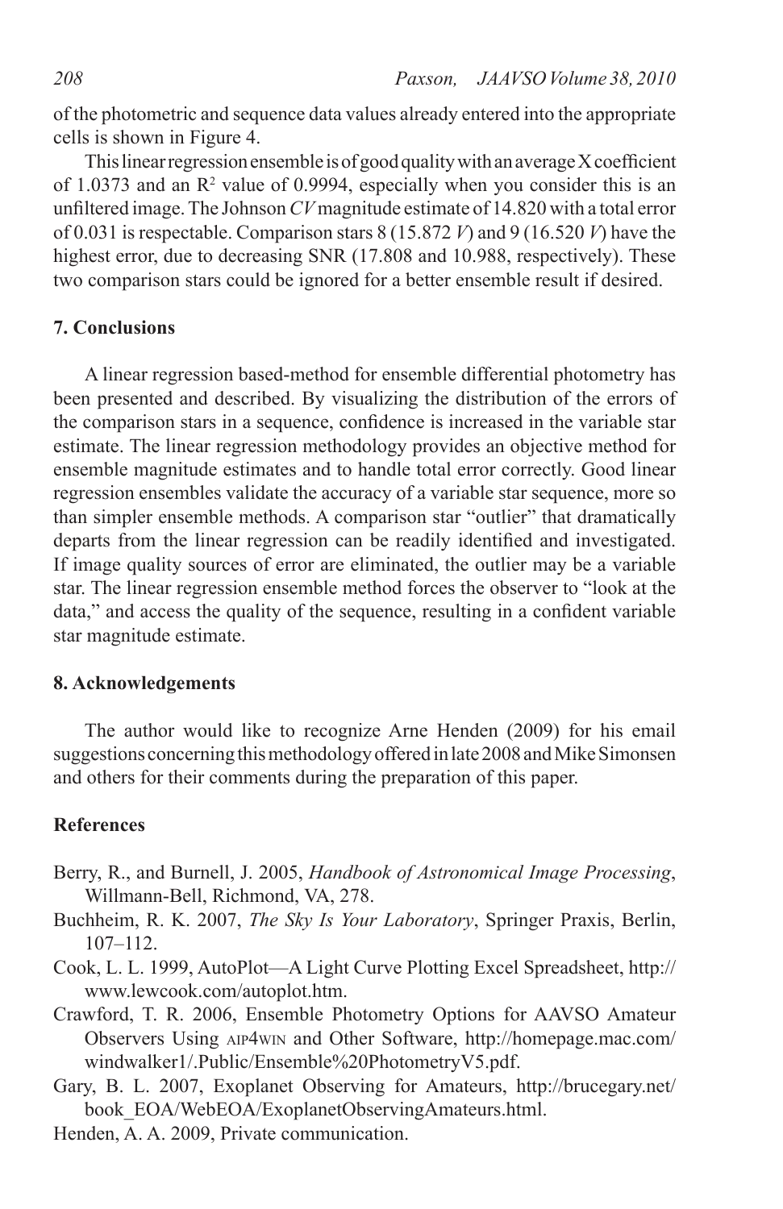of the photometric and sequence data values already entered into the appropriate cells is shown in Figure 4.

This linear regression ensemble is of good quality with an average X coefficient of 1.0373 and an $R^2$ value of 0.9994, especially when you consider this is an unfiltered image. The Johnson *CV* magnitude estimate of 14.820 with a total error of 0.031 is respectable. Comparison stars 8 (15.872 *V*) and 9 (16.520 *V*) have the highest error, due to decreasing SNR (17.808 and 10.988, respectively). These two comparison stars could be ignored for a better ensemble result if desired.

## 7. Conclusions

A linear regression based-method for ensemble differential photometry has been presented and described. By visualizing the distribution of the errors of the comparison stars in a sequence, confidence is increased in the variable star estimate. The linear regression methodology provides an objective method for ensemble magnitude estimates and to handle total error correctly. Good linear regression ensembles validate the accuracy of a variable star sequence, more so than simpler ensemble methods. A comparison star "outlier" that dramatically departs from the linear regression can be readily identified and investigated. If image quality sources of error are eliminated, the outlier may be a variable star. The linear regression ensemble method forces the observer to "look at the data," and access the quality of the sequence, resulting in a confident variable star magnitude estimate.

## 8. Acknowledgements

The author would like to recognize Arne Henden (2009) for his email suggestions concerning this methodology offered in late 2008 and Mike Simonsen and others for their comments during the preparation of this paper.

## References

Berry, R., and Burnell, J. 2005, *Handbook of Astronomical Image Processing*, Willmann-Bell, Richmond, VA, 278.

Buchheim, R. K. 2007, *The Sky Is Your Laboratory*, Springer Praxis, Berlin, 107–112.

Cook, L. L. 1999, AutoPlot—A Light Curve Plotting Excel Spreadsheet, http://www.lewcook.com/autoplot.htm.

Crawford, T. R. 2006, Ensemble Photometry Options for AAVSO Amateur Observers Using AIP4WIN and Other Software, http://homepage.mac.com/windwalker1/.Public/Ensemble%20PhotometryV5.pdf.

Gary, B. L. 2007, Exoplanet Observing for Amateurs, http://brucegary.net/book_EOA/WebEOA/ExoplanetObservingAmateurs.html.

Henden, A. A. 2009, Private communication.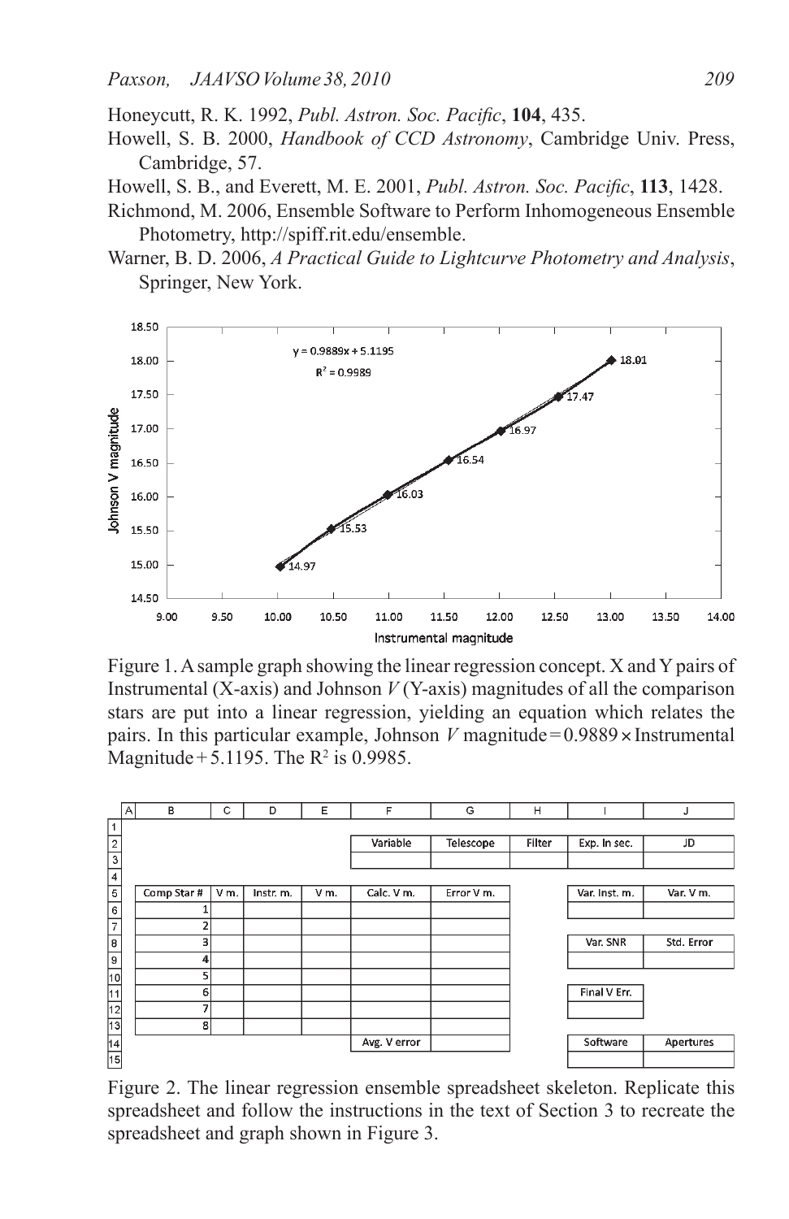Honeycutt, R. K. 1992, *Publ. Astron. Soc. Pacific*, **104**, 435.

Howell, S. B. 2000, *Handbook of CCD Astronomy*, Cambridge Univ. Press, Cambridge, 57.

Howell, S. B., and Everett, M. E. 2001, *Publ. Astron. Soc. Pacific*, **113**, 1428.

Richmond, M. 2006, Ensemble Software to Perform Inhomogeneous Ensemble Photometry, http://spiff.rit.edu/ensemble.

Warner, B. D. 2006, *A Practical Guide to Lightcurve Photometry and Analysis*, Springer, New York.

Figure 1. A sample graph showing the linear regression concept. X and Y pairs of Instrumental (X-axis) and Johnson *V* (Y-axis) magnitudes of all the comparison stars are put into a linear regression, yielding an equation which relates the pairs. In this particular example, Johnson *V* magnitude = 0.9889 × Instrumental Magnitude + 5.1195. The $R^2$ is 0.9985.

| | A | B | C | D | E | F | G | H | I | J |
|---|---|---|---|---|---|---|---|---|---|---|
| 1 | | | | | | | | | | |
| 2 | | | | | | Variable | Telescope | Filter | Exp. In sec. | JD |
| 3 | | | | | | | | | | |
| 4 | | | | | | | | | | |
| 5 | | Comp Star # | V m. | Instr. m. | V m. | Calc. V m. | Error V m. | | Var. Inst. m. | Var. V m. |
| 6 | | 1 | | | | | | | | |
| 7 | | 2 | | | | | | | | |
| 8 | | 3 | | | | | | | Var. SNR | Std. Error |
| 9 | | 4 | | | | | | | | |
| 10 | | 5 | | | | | | | | |
| 11 | | 6 | | | | | | | Final V Err. | |
| 12 | | 7 | | | | | | | | |
| 13 | | 8 | | | | | | | | |
| 14 | | | | | | Avg. V error | | | Software | Apertures |
| 15 | | | | | | | | | | |

Figure 2. The linear regression ensemble spreadsheet skeleton. Replicate this spreadsheet and follow the instructions in the text of Section 3 to recreate the spreadsheet and graph shown in Figure 3.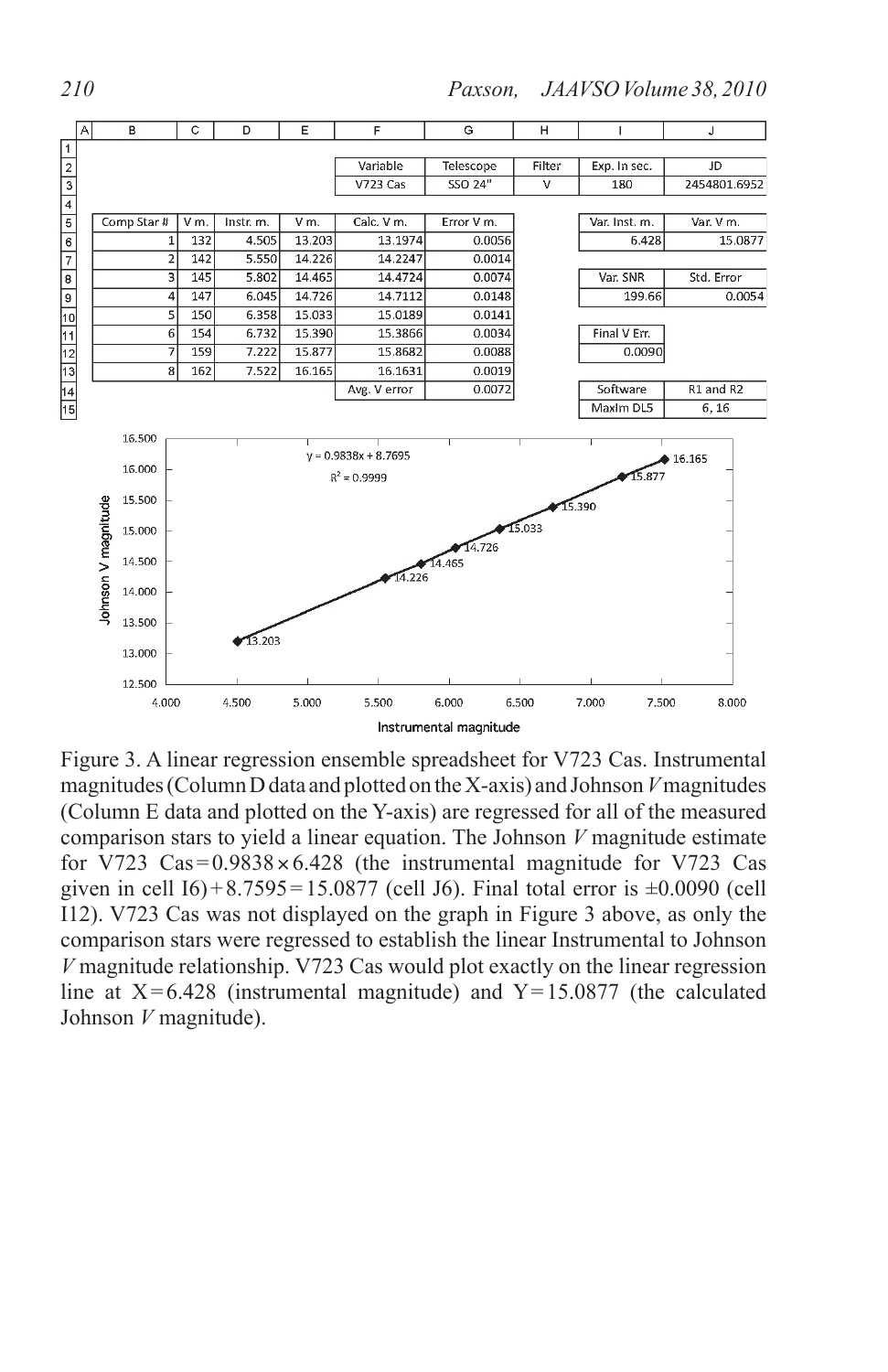|   | A | B | C | D | E | F | G | H | I | J |
|---|---|---|---|---|---|---|---|---|---|---|
| 1 | | | | | | | | | | |
| 2 | | | | | | Variable | Telescope | Filter | Exp. In sec. | JD |
| 3 | | | | | | V723 Cas | SSO 24" | V | 180 | 2454801.6952 |
| 4 | | | | | | | | | | |
| 5 | | Comp Star # | V m. | Instr. m. | V m. | Calc. V m. | Error V m. | | Var. Inst. m. | Var. V m. |
| 6 | | 1 | 132 | 4.505 | 13.203 | 13.1974 | 0.0056 | | 6.428 | 15.0877 |
| 7 | | 2 | 142 | 5.550 | 14.226 | 14.2247 | 0.0014 | | | |
| 8 | | 3 | 145 | 5.802 | 14.465 | 14.4724 | 0.0074 | | Var. SNR | Std. Error |
| 9 | | 4 | 147 | 6.045 | 14.726 | 14.7112 | 0.0148 | | 199.66 | 0.0054 |
| 10 | | 5 | 150 | 6.358 | 15.033 | 15.0189 | 0.0141 | | | |
| 11 | | 6 | 154 | 6.732 | 15.390 | 15.3866 | 0.0034 | | Final V Err. | |
| 12 | | 7 | 159 | 7.222 | 15.877 | 15.8682 | 0.0088 | | 0.0090 | |
| 13 | | 8 | 162 | 7.522 | 16.165 | 16.1631 | 0.0019 | | | |
| 14 | | | | | | Avg. V error | 0.0072 | | Software | R1 and R2 |
| 15 | | | | | | | | | MaxIm DL5 | 6, 16 |

Figure 3. A linear regression ensemble spreadsheet for V723 Cas. Instrumental magnitudes (Column D data and plotted on the X-axis) and Johnson *V* magnitudes (Column E data and plotted on the Y-axis) are regressed for all of the measured comparison stars to yield a linear equation. The Johnson *V* magnitude estimate for V723 Cas $= 0.9838 \times 6.428$ (the instrumental magnitude for V723 Cas given in cell I6) $+ 8.7595 = 15.0877$ (cell J6). Final total error is $\pm 0.0090$ (cell I12). V723 Cas was not displayed on the graph in Figure 3 above, as only the comparison stars were regressed to establish the linear Instrumental to Johnson *V* magnitude relationship. V723 Cas would plot exactly on the linear regression line at $X = 6.428$ (instrumental magnitude) and $Y = 15.0877$ (the calculated Johnson *V* magnitude).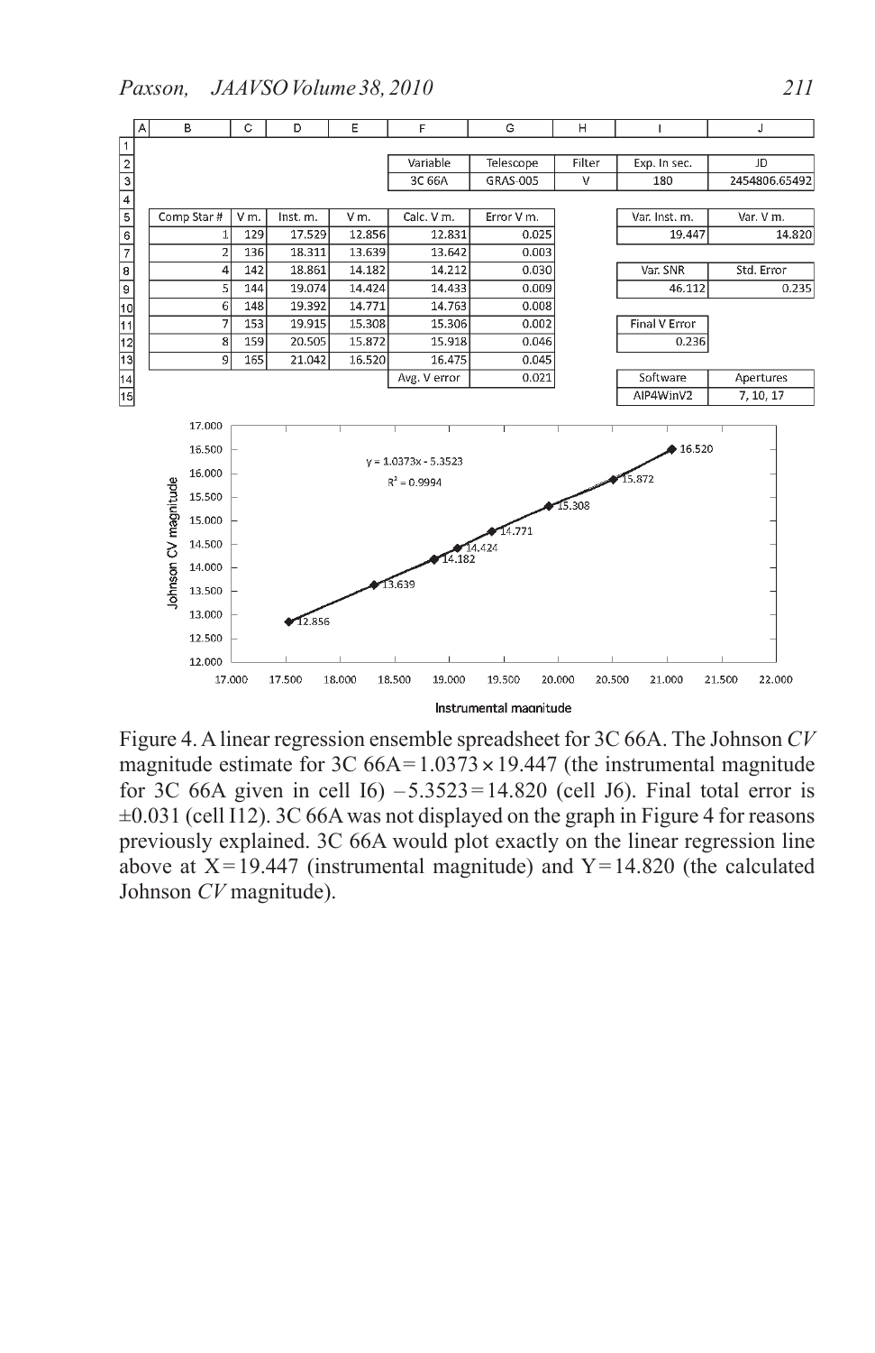| A | B | C | D | E | F | G | H | I | J |
|---|---|---|---|---|---|---|---|---|---|
| 1 | | | | | | | | | |
| 2 | | | | | Variable | Telescope | Filter | Exp. In sec. | JD |
| 3 | | | | | 3C 66A | GRAS-005 | V | 180 | 2454806.65492 |
| 4 | | | | | | | | | |
| 5 | Comp Star # | V m. | Inst. m. | V m. | Calc. V m. | Error V m. | | Var. Inst. m. | Var. V m. |
| 6 | 1 | 129 | 17.529 | 12.856 | 12.831 | 0.025 | | 19.447 | 14.820 |
| 7 | 2 | 136 | 18.311 | 13.639 | 13.642 | 0.003 | | | |
| 8 | 4 | 142 | 18.861 | 14.182 | 14.212 | 0.030 | | Var. SNR | Std. Error |
| 9 | 5 | 144 | 19.074 | 14.424 | 14.433 | 0.009 | | 46.112 | 0.235 |
| 10 | 6 | 148 | 19.392 | 14.771 | 14.763 | 0.008 | | | |
| 11 | 7 | 153 | 19.915 | 15.308 | 15.306 | 0.002 | | Final V Error | |
| 12 | 8 | 159 | 20.505 | 15.872 | 15.918 | 0.046 | | 0.236 | |
| 13 | 9 | 165 | 21.042 | 16.520 | 16.475 | 0.045 | | | |
| 14 | | | | | Avg. V error | 0.021 | | Software | Apertures |
| 15 | | | | | | | | AIP4WinV2 | 7, 10, 17 |

y = 1.0373x - 5.3523
$R^2$ = 0.9994

12.856
13.639
14.182
14.424
14.771
15.308
15.872
16.520

Johnson CV magnitude
17.000
16.500
16.000
15.500
15.000
14.500
14.000
13.500
13.000
12.500
12.000

Instrumental magnitude
17.000
17.500
18.000
18.500
19.000
19.500
20.000
20.500
21.000
21.500
22.000

Figure 4. A linear regression ensemble spreadsheet for 3C 66A. The Johnson *CV* magnitude estimate for 3C 66A = 1.0373 × 19.447 (the instrumental magnitude for 3C 66A given in cell I6) –5.3523 = 14.820 (cell J6). Final total error is ±0.031 (cell I12). 3C 66A was not displayed on the graph in Figure 4 for reasons previously explained. 3C 66A would plot exactly on the linear regression line above at X = 19.447 (instrumental magnitude) and Y = 14.820 (the calculated Johnson *CV* magnitude).